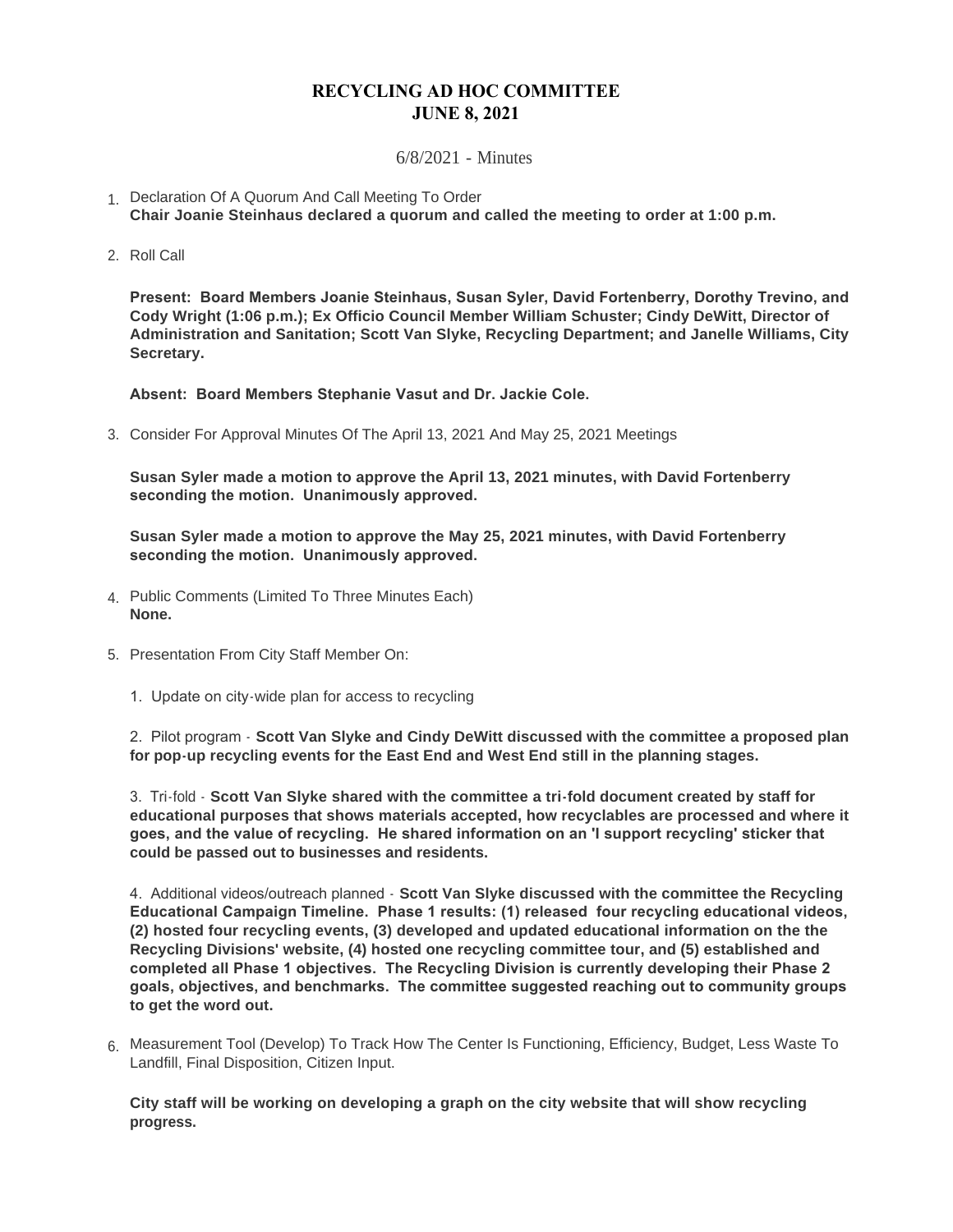# RECYCLING AD HOC COMMITTEE
# JUNE 8, 2021

6/8/2021 - Minutes

1. Declaration Of A Quorum And Call Meeting To Order
   **Chair Joanie Steinhaus declared a quorum and called the meeting to order at 1:00 p.m.**

2. Roll Call

   **Present: Board Members Joanie Steinhaus, Susan Syler, David Fortenberry, Dorothy Trevino, and Cody Wright (1:06 p.m.); Ex Officio Council Member William Schuster; Cindy DeWitt, Director of Administration and Sanitation; Scott Van Slyke, Recycling Department; and Janelle Williams, City Secretary.**

   **Absent: Board Members Stephanie Vasut and Dr. Jackie Cole.**

3. Consider For Approval Minutes Of The April 13, 2021 And May 25, 2021 Meetings

   **Susan Syler made a motion to approve the April 13, 2021 minutes, with David Fortenberry seconding the motion. Unanimously approved.**

   **Susan Syler made a motion to approve the May 25, 2021 minutes, with David Fortenberry seconding the motion. Unanimously approved.**

4. Public Comments (Limited To Three Minutes Each)
   **None.**

5. Presentation From City Staff Member On:

   1. Update on city-wide plan for access to recycling

   2. Pilot program - **Scott Van Slyke and Cindy DeWitt discussed with the committee a proposed plan for pop-up recycling events for the East End and West End still in the planning stages.**

   3. Tri-fold - **Scott Van Slyke shared with the committee a tri-fold document created by staff for educational purposes that shows materials accepted, how recyclables are processed and where it goes, and the value of recycling. He shared information on an 'I support recycling' sticker that could be passed out to businesses and residents.**

   4. Additional videos/outreach planned - **Scott Van Slyke discussed with the committee the Recycling Educational Campaign Timeline. Phase 1 results: (1) released four recycling educational videos, (2) hosted four recycling events, (3) developed and updated educational information on the the Recycling Divisions' website, (4) hosted one recycling committee tour, and (5) established and completed all Phase 1 objectives. The Recycling Division is currently developing their Phase 2 goals, objectives, and benchmarks. The committee suggested reaching out to community groups to get the word out.**

6. Measurement Tool (Develop) To Track How The Center Is Functioning, Efficiency, Budget, Less Waste To Landfill, Final Disposition, Citizen Input.

   **City staff will be working on developing a graph on the city website that will show recycling progress.**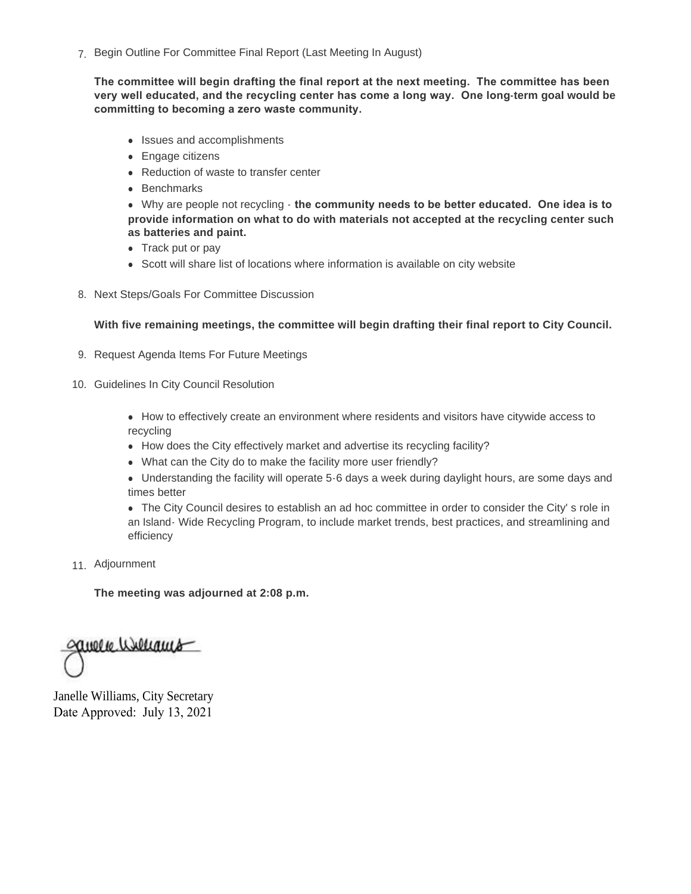7. Begin Outline For Committee Final Report (Last Meeting In August)

   **The committee will begin drafting the final report at the next meeting. The committee has been very well educated, and the recycling center has come a long way. One long-term goal would be committing to becoming a zero waste community.**

   - Issues and accomplishments
   - Engage citizens
   - Reduction of waste to transfer center
   - Benchmarks
   - Why are people not recycling - **the community needs to be better educated. One idea is to provide information on what to do with materials not accepted at the recycling center such as batteries and paint.**
   - Track put or pay
   - Scott will share list of locations where information is available on city website

8. Next Steps/Goals For Committee Discussion

   **With five remaining meetings, the committee will begin drafting their final report to City Council.**

9. Request Agenda Items For Future Meetings

10. Guidelines In City Council Resolution

    - How to effectively create an environment where residents and visitors have citywide access to recycling
    - How does the City effectively market and advertise its recycling facility?
    - What can the City do to make the facility more user friendly?
    - Understanding the facility will operate 5-6 days a week during daylight hours, are some days and times better
    - The City Council desires to establish an ad hoc committee in order to consider the City' s role in an Island- Wide Recycling Program, to include market trends, best practices, and streamlining and efficiency

11. Adjournment

    **The meeting was adjourned at 2:08 p.m.**

Janelle Williams, City Secretary
Date Approved: July 13, 2021